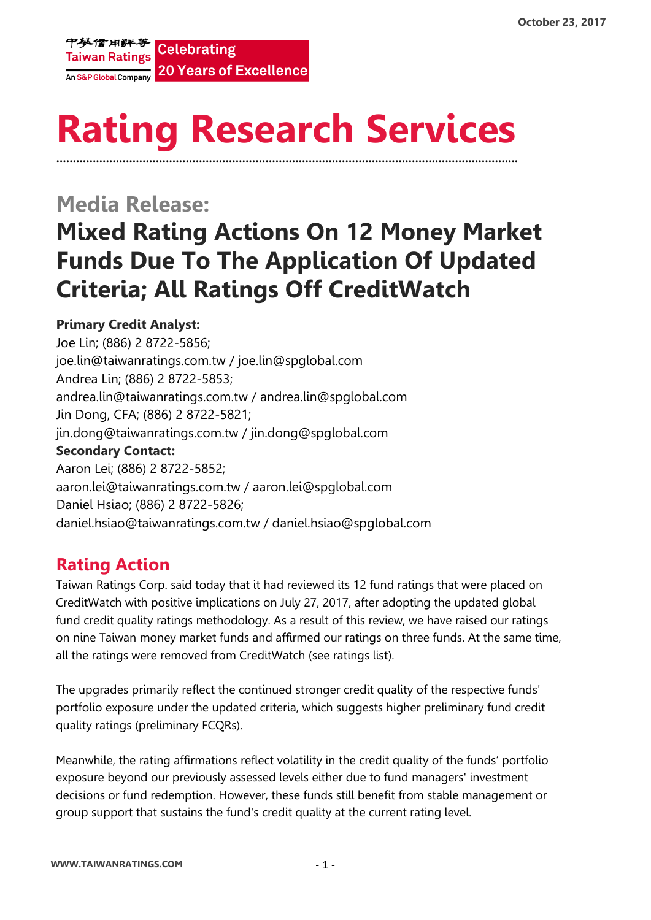October 23, 2017

# Rating Research Services

## Media Release:

# Mixed Rating Actions On 12 Money Market Funds Due To The Application Of Updated Criteria; All Ratings Off CreditWatch

**Primary Credit Analyst:**
Joe Lin; (886) 2 8722-5856;
joe.lin@taiwanratings.com.tw / joe.lin@spglobal.com
Andrea Lin; (886) 2 8722-5853;
andrea.lin@taiwanratings.com.tw / andrea.lin@spglobal.com
Jin Dong, CFA; (886) 2 8722-5821;
jin.dong@taiwanratings.com.tw / jin.dong@spglobal.com
**Secondary Contact:**
Aaron Lei; (886) 2 8722-5852;
aaron.lei@taiwanratings.com.tw / aaron.lei@spglobal.com
Daniel Hsiao; (886) 2 8722-5826;
daniel.hsiao@taiwanratings.com.tw / daniel.hsiao@spglobal.com

## Rating Action

Taiwan Ratings Corp. said today that it had reviewed its 12 fund ratings that were placed on CreditWatch with positive implications on July 27, 2017, after adopting the updated global fund credit quality ratings methodology. As a result of this review, we have raised our ratings on nine Taiwan money market funds and affirmed our ratings on three funds. At the same time, all the ratings were removed from CreditWatch (see ratings list).

The upgrades primarily reflect the continued stronger credit quality of the respective funds' portfolio exposure under the updated criteria, which suggests higher preliminary fund credit quality ratings (preliminary FCQRs).

Meanwhile, the rating affirmations reflect volatility in the credit quality of the funds' portfolio exposure beyond our previously assessed levels either due to fund managers' investment decisions or fund redemption. However, these funds still benefit from stable management or group support that sustains the fund's credit quality at the current rating level.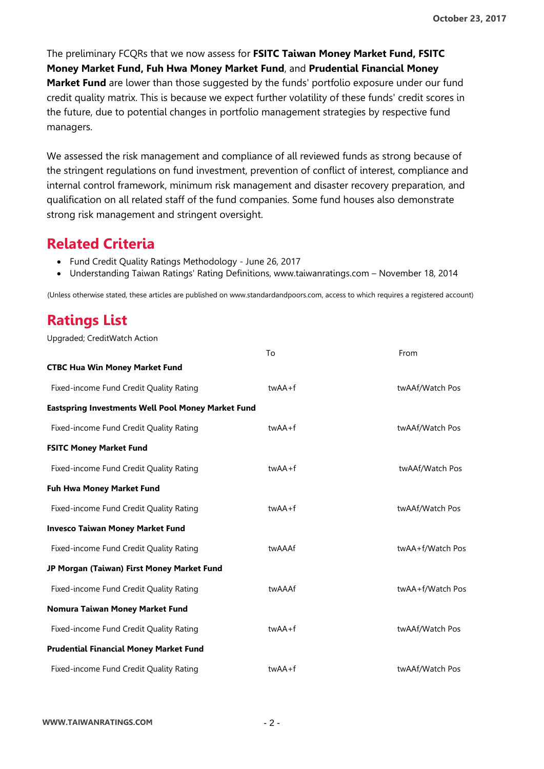The preliminary FCQRs that we now assess for **FSITC Taiwan Money Market Fund, FSITC Money Market Fund, Fuh Hwa Money Market Fund**, and **Prudential Financial Money Market Fund** are lower than those suggested by the funds' portfolio exposure under our fund credit quality matrix. This is because we expect further volatility of these funds' credit scores in the future, due to potential changes in portfolio management strategies by respective fund managers.

We assessed the risk management and compliance of all reviewed funds as strong because of the stringent regulations on fund investment, prevention of conflict of interest, compliance and internal control framework, minimum risk management and disaster recovery preparation, and qualification on all related staff of the fund companies. Some fund houses also demonstrate strong risk management and stringent oversight.

## Related Criteria

- Fund Credit Quality Ratings Methodology - June 26, 2017
- Understanding Taiwan Ratings' Rating Definitions, www.taiwanratings.com – November 18, 2014

(Unless otherwise stated, these articles are published on www.standardandpoors.com, access to which requires a registered account)

## Ratings List

Upgraded; CreditWatch Action

| | To | From |
|---|---|---|
| **CTBC Hua Win Money Market Fund** | | |
| Fixed-income Fund Credit Quality Rating | twAA+f | twAAf/Watch Pos |
| **Eastspring Investments Well Pool Money Market Fund** | | |
| Fixed-income Fund Credit Quality Rating | twAA+f | twAAf/Watch Pos |
| **FSITC Money Market Fund** | | |
| Fixed-income Fund Credit Quality Rating | twAA+f | twAAf/Watch Pos |
| **Fuh Hwa Money Market Fund** | | |
| Fixed-income Fund Credit Quality Rating | twAA+f | twAAf/Watch Pos |
| **Invesco Taiwan Money Market Fund** | | |
| Fixed-income Fund Credit Quality Rating | twAAAf | twAA+f/Watch Pos |
| **JP Morgan (Taiwan) First Money Market Fund** | | |
| Fixed-income Fund Credit Quality Rating | twAAAf | twAA+f/Watch Pos |
| **Nomura Taiwan Money Market Fund** | | |
| Fixed-income Fund Credit Quality Rating | twAA+f | twAAf/Watch Pos |
| **Prudential Financial Money Market Fund** | | |
| Fixed-income Fund Credit Quality Rating | twAA+f | twAAf/Watch Pos |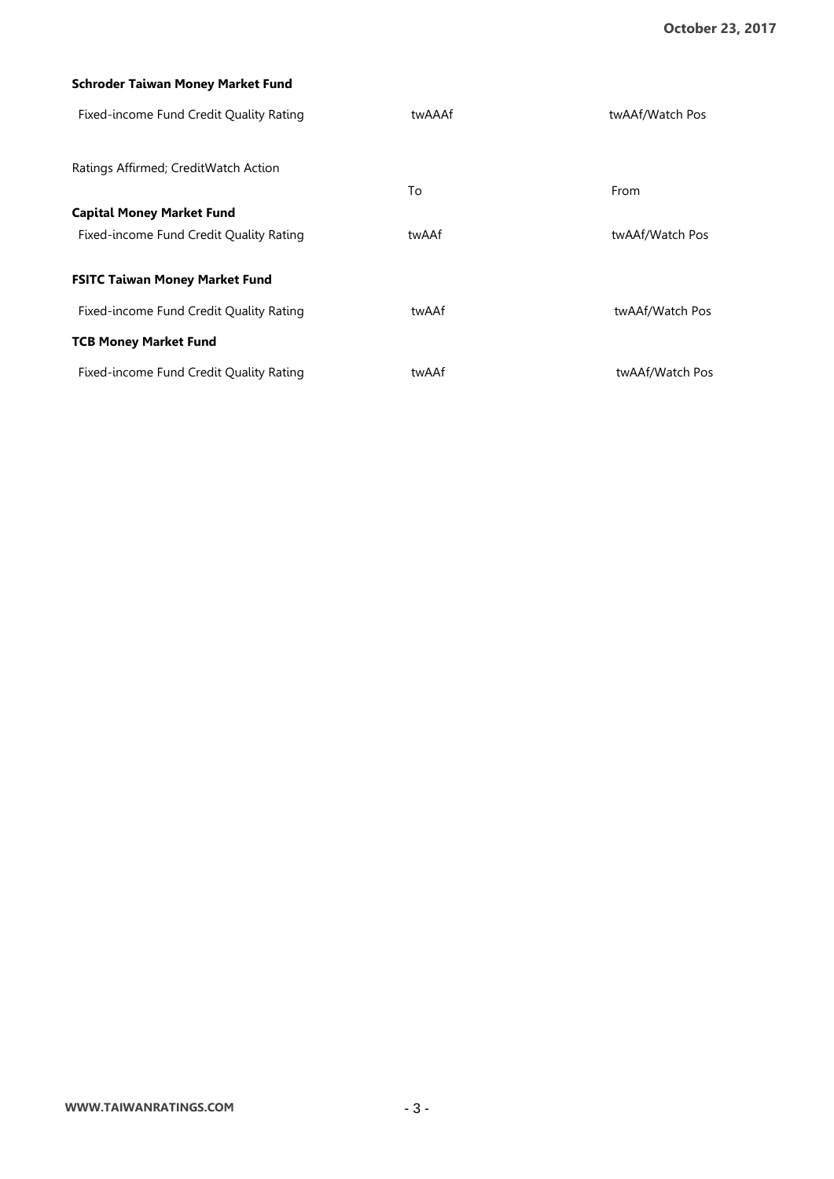**Schroder Taiwan Money Market Fund**

| | | |
|---|---|---|
| Fixed-income Fund Credit Quality Rating | twAAAf | twAAf/Watch Pos |

Ratings Affirmed; CreditWatch Action

| | To | From |
|---|---|---|
| **Capital Money Market Fund** | | |
| Fixed-income Fund Credit Quality Rating | twAAf | twAAf/Watch Pos |
| **FSITC Taiwan Money Market Fund** | | |
| Fixed-income Fund Credit Quality Rating | twAAf | twAAf/Watch Pos |
| **TCB Money Market Fund** | | |
| Fixed-income Fund Credit Quality Rating | twAAf | twAAf/Watch Pos |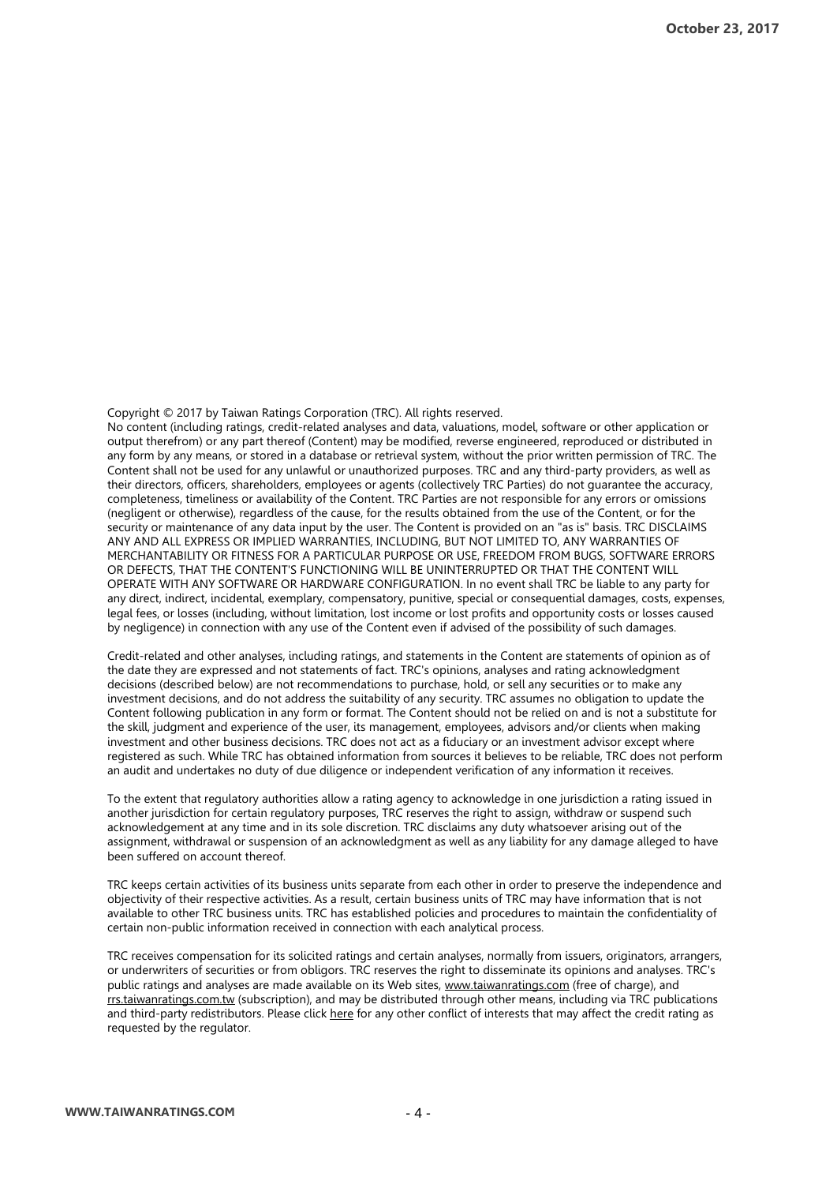Copyright © 2017 by Taiwan Ratings Corporation (TRC). All rights reserved.
No content (including ratings, credit-related analyses and data, valuations, model, software or other application or output therefrom) or any part thereof (Content) may be modified, reverse engineered, reproduced or distributed in any form by any means, or stored in a database or retrieval system, without the prior written permission of TRC. The Content shall not be used for any unlawful or unauthorized purposes. TRC and any third-party providers, as well as their directors, officers, shareholders, employees or agents (collectively TRC Parties) do not guarantee the accuracy, completeness, timeliness or availability of the Content. TRC Parties are not responsible for any errors or omissions (negligent or otherwise), regardless of the cause, for the results obtained from the use of the Content, or for the security or maintenance of any data input by the user. The Content is provided on an "as is" basis. TRC DISCLAIMS ANY AND ALL EXPRESS OR IMPLIED WARRANTIES, INCLUDING, BUT NOT LIMITED TO, ANY WARRANTIES OF MERCHANTABILITY OR FITNESS FOR A PARTICULAR PURPOSE OR USE, FREEDOM FROM BUGS, SOFTWARE ERRORS OR DEFECTS, THAT THE CONTENT'S FUNCTIONING WILL BE UNINTERRUPTED OR THAT THE CONTENT WILL OPERATE WITH ANY SOFTWARE OR HARDWARE CONFIGURATION. In no event shall TRC be liable to any party for any direct, indirect, incidental, exemplary, compensatory, punitive, special or consequential damages, costs, expenses, legal fees, or losses (including, without limitation, lost income or lost profits and opportunity costs or losses caused by negligence) in connection with any use of the Content even if advised of the possibility of such damages.

Credit-related and other analyses, including ratings, and statements in the Content are statements of opinion as of the date they are expressed and not statements of fact. TRC's opinions, analyses and rating acknowledgment decisions (described below) are not recommendations to purchase, hold, or sell any securities or to make any investment decisions, and do not address the suitability of any security. TRC assumes no obligation to update the Content following publication in any form or format. The Content should not be relied on and is not a substitute for the skill, judgment and experience of the user, its management, employees, advisors and/or clients when making investment and other business decisions. TRC does not act as a fiduciary or an investment advisor except where registered as such. While TRC has obtained information from sources it believes to be reliable, TRC does not perform an audit and undertakes no duty of due diligence or independent verification of any information it receives.

To the extent that regulatory authorities allow a rating agency to acknowledge in one jurisdiction a rating issued in another jurisdiction for certain regulatory purposes, TRC reserves the right to assign, withdraw or suspend such acknowledgement at any time and in its sole discretion. TRC disclaims any duty whatsoever arising out of the assignment, withdrawal or suspension of an acknowledgment as well as any liability for any damage alleged to have been suffered on account thereof.

TRC keeps certain activities of its business units separate from each other in order to preserve the independence and objectivity of their respective activities. As a result, certain business units of TRC may have information that is not available to other TRC business units. TRC has established policies and procedures to maintain the confidentiality of certain non-public information received in connection with each analytical process.

TRC receives compensation for its solicited ratings and certain analyses, normally from issuers, originators, arrangers, or underwriters of securities or from obligors. TRC reserves the right to disseminate its opinions and analyses. TRC's public ratings and analyses are made available on its Web sites, www.taiwanratings.com (free of charge), and rrs.taiwanratings.com.tw (subscription), and may be distributed through other means, including via TRC publications and third-party redistributors. Please click here for any other conflict of interests that may affect the credit rating as requested by the regulator.